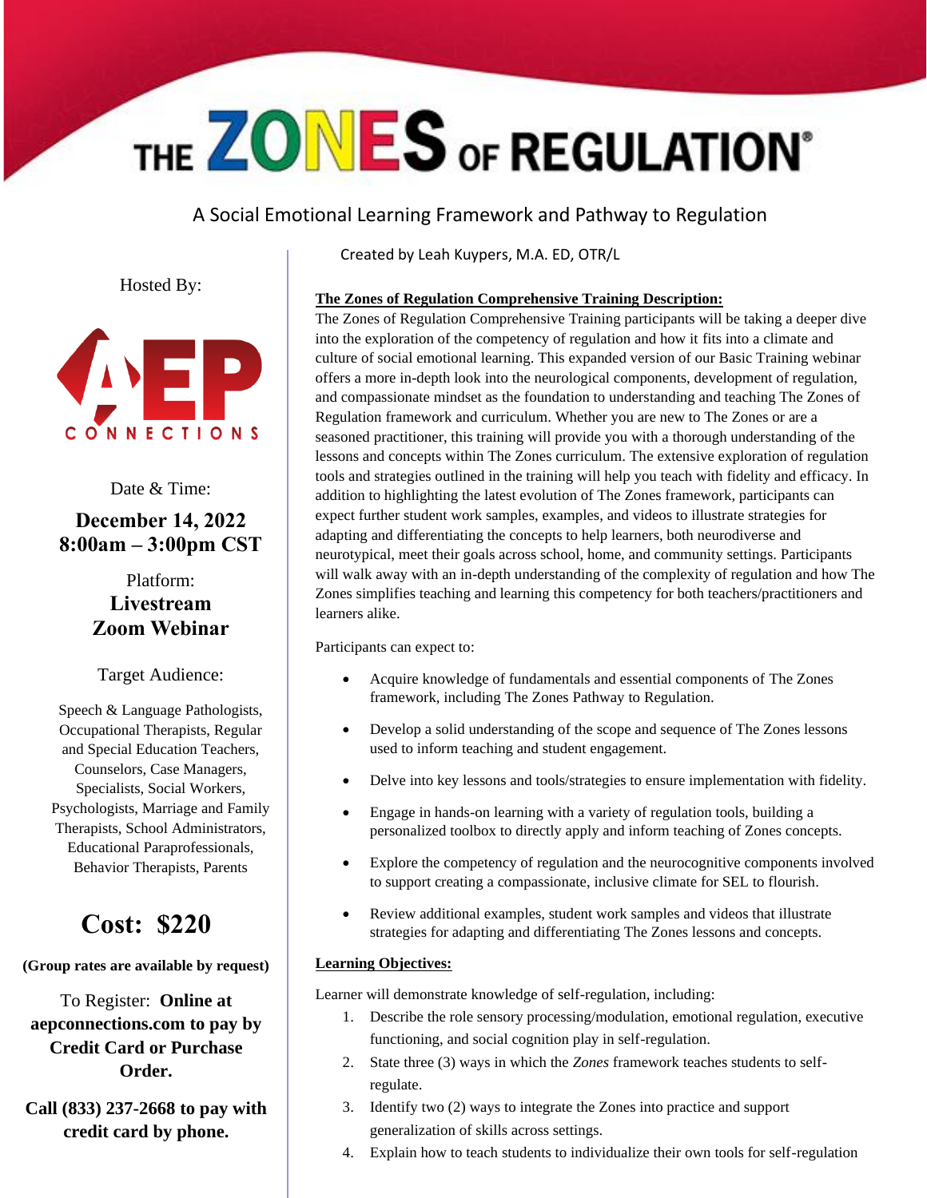# THE ZONES OF REGULATION®

A Social Emotional Learning Framework and Pathway to Regulation

Created by Leah Kuypers, M.A. ED, OTR/L

Hosted By:

AEP CONNECTIONS

Date & Time:

**December 14, 2022**
**8:00am – 3:00pm CST**

Platform:

**Livestream**
**Zoom Webinar**

Target Audience:

Speech & Language Pathologists, Occupational Therapists, Regular and Special Education Teachers, Counselors, Case Managers, Specialists, Social Workers, Psychologists, Marriage and Family Therapists, School Administrators, Educational Paraprofessionals, Behavior Therapists, Parents

## Cost: $220

**(Group rates are available by request)**

To Register: **Online at aepconnections.com to pay by Credit Card or Purchase Order.**

**Call (833) 237-2668 to pay with credit card by phone.**

**The Zones of Regulation Comprehensive Training Description:**

The Zones of Regulation Comprehensive Training participants will be taking a deeper dive into the exploration of the competency of regulation and how it fits into a climate and culture of social emotional learning. This expanded version of our Basic Training webinar offers a more in-depth look into the neurological components, development of regulation, and compassionate mindset as the foundation to understanding and teaching The Zones of Regulation framework and curriculum. Whether you are new to The Zones or are a seasoned practitioner, this training will provide you with a thorough understanding of the lessons and concepts within The Zones curriculum. The extensive exploration of regulation tools and strategies outlined in the training will help you teach with fidelity and efficacy. In addition to highlighting the latest evolution of The Zones framework, participants can expect further student work samples, examples, and videos to illustrate strategies for adapting and differentiating the concepts to help learners, both neurodiverse and neurotypical, meet their goals across school, home, and community settings. Participants will walk away with an in-depth understanding of the complexity of regulation and how The Zones simplifies teaching and learning this competency for both teachers/practitioners and learners alike.

Participants can expect to:

- Acquire knowledge of fundamentals and essential components of The Zones framework, including The Zones Pathway to Regulation.
- Develop a solid understanding of the scope and sequence of The Zones lessons used to inform teaching and student engagement.
- Delve into key lessons and tools/strategies to ensure implementation with fidelity.
- Engage in hands-on learning with a variety of regulation tools, building a personalized toolbox to directly apply and inform teaching of Zones concepts.
- Explore the competency of regulation and the neurocognitive components involved to support creating a compassionate, inclusive climate for SEL to flourish.
- Review additional examples, student work samples and videos that illustrate strategies for adapting and differentiating The Zones lessons and concepts.

**Learning Objectives:**

Learner will demonstrate knowledge of self-regulation, including:

1. Describe the role sensory processing/modulation, emotional regulation, executive functioning, and social cognition play in self-regulation.
2. State three (3) ways in which the *Zones* framework teaches students to self-regulate.
3. Identify two (2) ways to integrate the Zones into practice and support generalization of skills across settings.
4. Explain how to teach students to individualize their own tools for self-regulation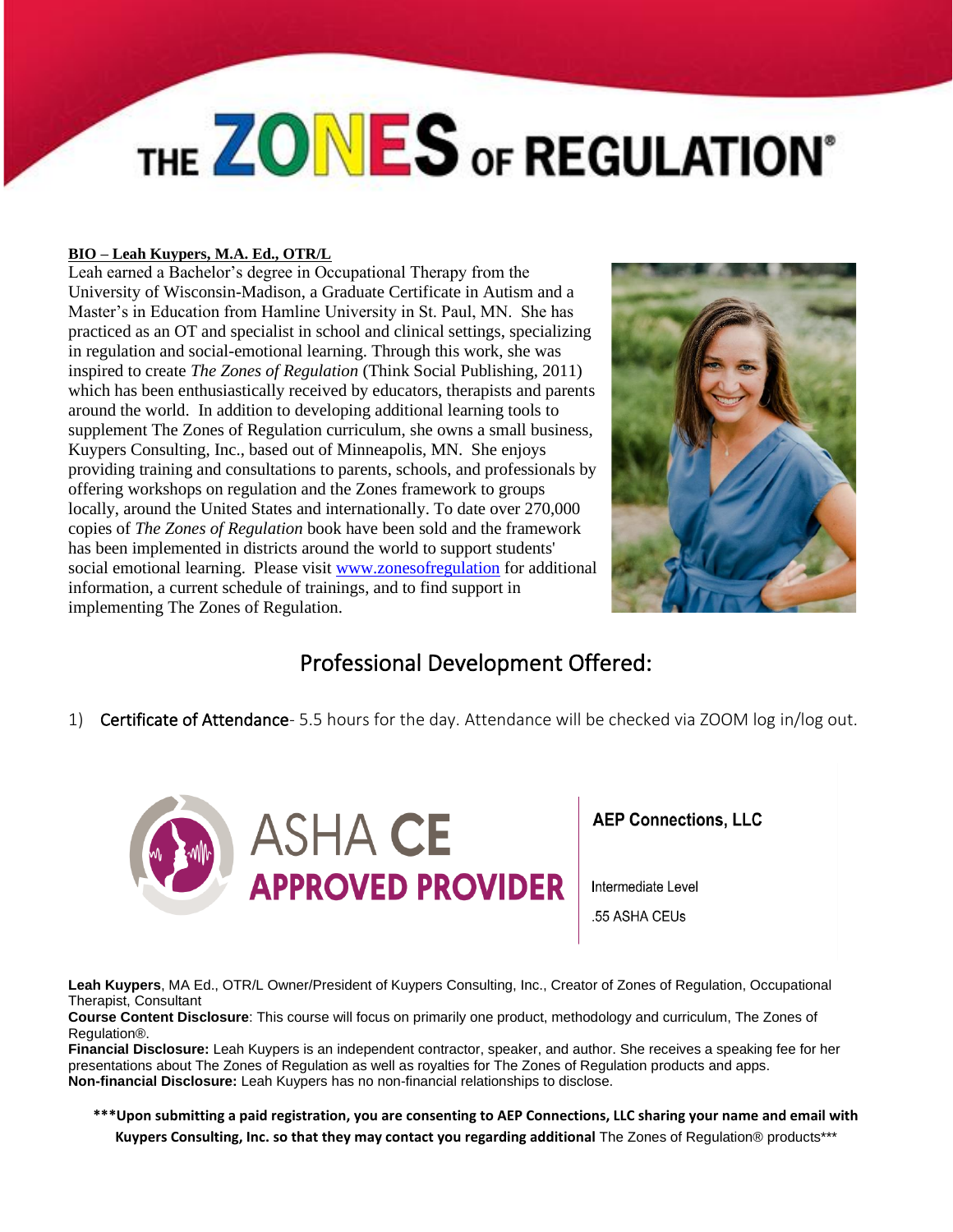# THE ZONES OF REGULATION®

**BIO – Leah Kuypers, M.A. Ed., OTR/L**

Leah earned a Bachelor's degree in Occupational Therapy from the University of Wisconsin-Madison, a Graduate Certificate in Autism and a Master's in Education from Hamline University in St. Paul, MN. She has practiced as an OT and specialist in school and clinical settings, specializing in regulation and social-emotional learning. Through this work, she was inspired to create *The Zones of Regulation* (Think Social Publishing, 2011) which has been enthusiastically received by educators, therapists and parents around the world. In addition to developing additional learning tools to supplement The Zones of Regulation curriculum, she owns a small business, Kuypers Consulting, Inc., based out of Minneapolis, MN. She enjoys providing training and consultations to parents, schools, and professionals by offering workshops on regulation and the Zones framework to groups locally, around the United States and internationally. To date over 270,000 copies of *The Zones of Regulation* book have been sold and the framework has been implemented in districts around the world to support students' social emotional learning. Please visit [www.zonesofregulation](www.zonesofregulation) for additional information, a current schedule of trainings, and to find support in implementing The Zones of Regulation.

## Professional Development Offered:

1) Certificate of Attendance- 5.5 hours for the day. Attendance will be checked via ZOOM log in/log out.

ASHA CE APPROVED PROVIDER

**AEP Connections, LLC**

Intermediate Level

.55 ASHA CEUs

**Leah Kuypers**, MA Ed., OTR/L Owner/President of Kuypers Consulting, Inc., Creator of Zones of Regulation, Occupational Therapist, Consultant

**Course Content Disclosure**: This course will focus on primarily one product, methodology and curriculum, The Zones of Regulation®.

**Financial Disclosure:** Leah Kuypers is an independent contractor, speaker, and author. She receives a speaking fee for her presentations about The Zones of Regulation as well as royalties for The Zones of Regulation products and apps.

**Non-financial Disclosure:** Leah Kuypers has no non-financial relationships to disclose.

**\*\*\*Upon submitting a paid registration, you are consenting to AEP Connections, LLC sharing your name and email with Kuypers Consulting, Inc. so that they may contact you regarding additional** The Zones of Regulation® products\*\*\*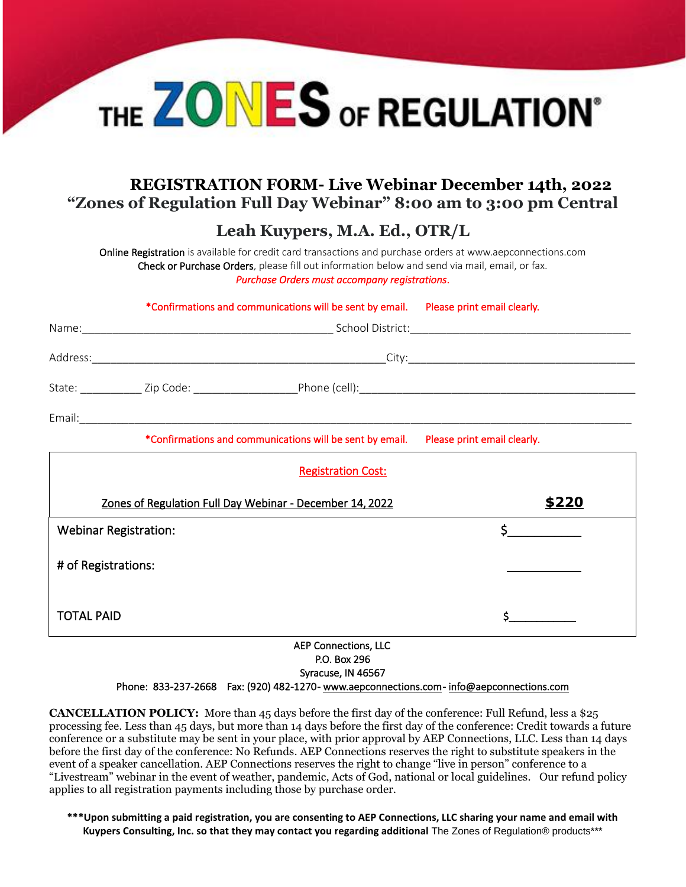# THE ZONES OF REGULATION®

## REGISTRATION FORM- Live Webinar December 14th, 2022
## "Zones of Regulation Full Day Webinar" 8:00 am to 3:00 pm Central

### Leah Kuypers, M.A. Ed., OTR/L

Online Registration is available for credit card transactions and purchase orders at www.aepconnections.com
Check or Purchase Orders, please fill out information below and send via mail, email, or fax.
*Purchase Orders must accompany registrations.*

*Confirmations and communications will be sent by email. Please print email clearly.

Name:_________________________________________ School District:___________________________________

Address:_______________________________________________City:___________________________________

State: __________ Zip Code: ________________Phone (cell):____________________________________________

Email:__________________________________________________________________________________________

*Confirmations and communications will be sent by email. Please print email clearly.

| Registration Cost: | |
|---|---|
| Zones of Regulation Full Day Webinar - December 14, 2022 | **$220** |
| Webinar Registration: | $__________ |
| # of Registrations: | __________ |
| TOTAL PAID | $__________ |

AEP Connections, LLC
P.O. Box 296
Syracuse, IN 46567
Phone: 833-237-2668 Fax: (920) 482-1270- www.aepconnections.com- info@aepconnections.com

**CANCELLATION POLICY:** More than 45 days before the first day of the conference: Full Refund, less a $25 processing fee. Less than 45 days, but more than 14 days before the first day of the conference: Credit towards a future conference or a substitute may be sent in your place, with prior approval by AEP Connections, LLC. Less than 14 days before the first day of the conference: No Refunds. AEP Connections reserves the right to substitute speakers in the event of a speaker cancellation. AEP Connections reserves the right to change "live in person" conference to a "Livestream" webinar in the event of weather, pandemic, Acts of God, national or local guidelines. Our refund policy applies to all registration payments including those by purchase order.

**\*\*\*Upon submitting a paid registration, you are consenting to AEP Connections, LLC sharing your name and email with Kuypers Consulting, Inc. so that they may contact you regarding additional** The Zones of Regulation® products***